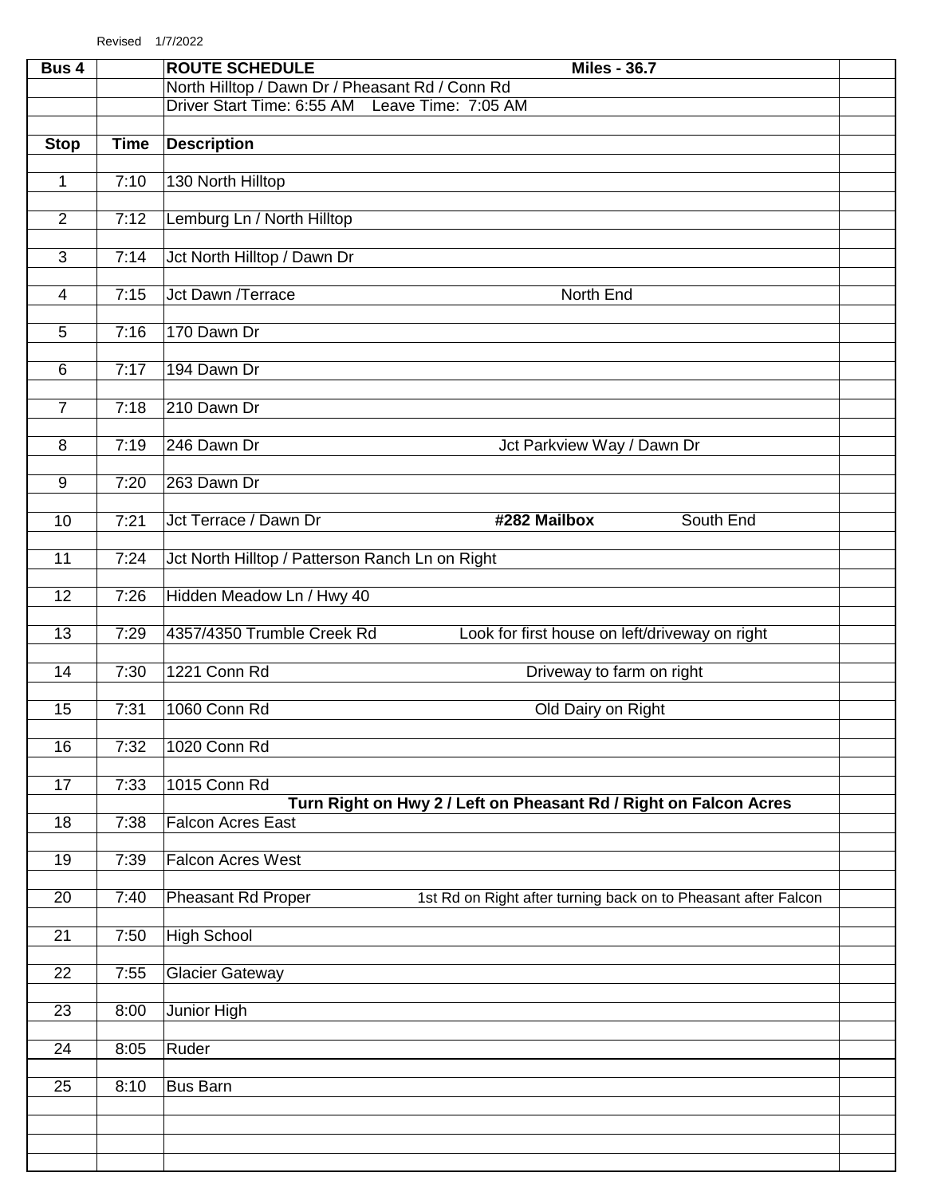Revised 1/7/2022

| Bus 4 | | ROUTE SCHEDULE Miles - 36.7 | |
|---|---|---|---|
| | | North Hilltop / Dawn Dr / Pheasant Rd / Conn Rd | |
| | | Driver Start Time: 6:55 AM Leave Time: 7:05 AM | |
| **Stop** | **Time** | **Description** | |
| 1 | 7:10 | 130 North Hilltop | |
| 2 | 7:12 | Lemburg Ln / North Hilltop | |
| 3 | 7:14 | Jct North Hilltop / Dawn Dr | |
| 4 | 7:15 | Jct Dawn /Terrace North End | |
| 5 | 7:16 | 170 Dawn Dr | |
| 6 | 7:17 | 194 Dawn Dr | |
| 7 | 7:18 | 210 Dawn Dr | |
| 8 | 7:19 | 246 Dawn Dr Jct Parkview Way / Dawn Dr | |
| 9 | 7:20 | 263 Dawn Dr | |
| 10 | 7:21 | Jct Terrace / Dawn Dr **#282 Mailbox** South End | |
| 11 | 7:24 | Jct North Hilltop / Patterson Ranch Ln on Right | |
| 12 | 7:26 | Hidden Meadow Ln / Hwy 40 | |
| 13 | 7:29 | 4357/4350 Trumble Creek Rd Look for first house on left/driveway on right | |
| 14 | 7:30 | 1221 Conn Rd Driveway to farm on right | |
| 15 | 7:31 | 1060 Conn Rd Old Dairy on Right | |
| 16 | 7:32 | 1020 Conn Rd | |
| 17 | 7:33 | 1015 Conn Rd | |
| | | **Turn Right on Hwy 2 / Left on Pheasant Rd / Right on Falcon Acres** | |
| 18 | 7:38 | Falcon Acres East | |
| 19 | 7:39 | Falcon Acres West | |
| 20 | 7:40 | Pheasant Rd Proper 1st Rd on Right after turning back on to Pheasant after Falcon | |
| 21 | 7:50 | High School | |
| 22 | 7:55 | Glacier Gateway | |
| 23 | 8:00 | Junior High | |
| 24 | 8:05 | Ruder | |
| 25 | 8:10 | Bus Barn | |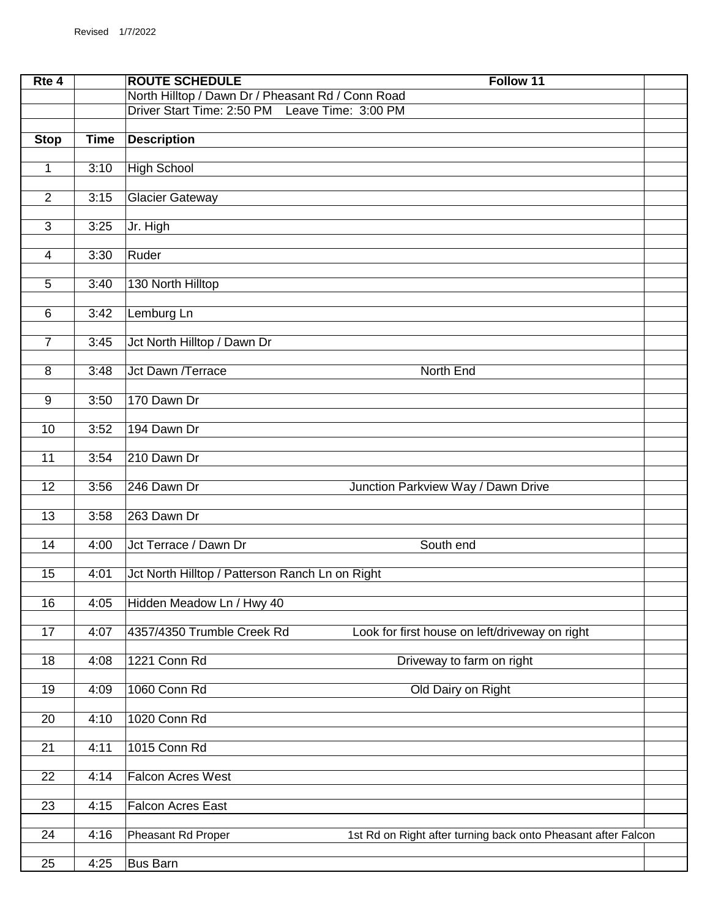Revised 1/7/2022

| Rte 4 | | ROUTE SCHEDULE | Follow 11 |
|---|---|---|---|
| | | North Hilltop / Dawn Dr / Pheasant Rd / Conn Road | |
| | | Driver Start Time: 2:50 PM Leave Time: 3:00 PM | |
| | | | |
| **Stop** | **Time** | **Description** | |
| 1 | 3:10 | High School | |
| 2 | 3:15 | Glacier Gateway | |
| 3 | 3:25 | Jr. High | |
| 4 | 3:30 | Ruder | |
| 5 | 3:40 | 130 North Hilltop | |
| 6 | 3:42 | Lemburg Ln | |
| 7 | 3:45 | Jct North Hilltop / Dawn Dr | |
| 8 | 3:48 | Jct Dawn /Terrace | North End |
| 9 | 3:50 | 170 Dawn Dr | |
| 10 | 3:52 | 194 Dawn Dr | |
| 11 | 3:54 | 210 Dawn Dr | |
| 12 | 3:56 | 246 Dawn Dr | Junction Parkview Way / Dawn Drive |
| 13 | 3:58 | 263 Dawn Dr | |
| 14 | 4:00 | Jct Terrace / Dawn Dr | South end |
| 15 | 4:01 | Jct North Hilltop / Patterson Ranch Ln on Right | |
| 16 | 4:05 | Hidden Meadow Ln / Hwy 40 | |
| 17 | 4:07 | 4357/4350 Trumble Creek Rd | Look for first house on left/driveway on right |
| 18 | 4:08 | 1221 Conn Rd | Driveway to farm on right |
| 19 | 4:09 | 1060 Conn Rd | Old Dairy on Right |
| 20 | 4:10 | 1020 Conn Rd | |
| 21 | 4:11 | 1015 Conn Rd | |
| 22 | 4:14 | Falcon Acres West | |
| 23 | 4:15 | Falcon Acres East | |
| 24 | 4:16 | Pheasant Rd Proper | 1st Rd on Right after turning back onto Pheasant after Falcon |
| 25 | 4:25 | Bus Barn | |